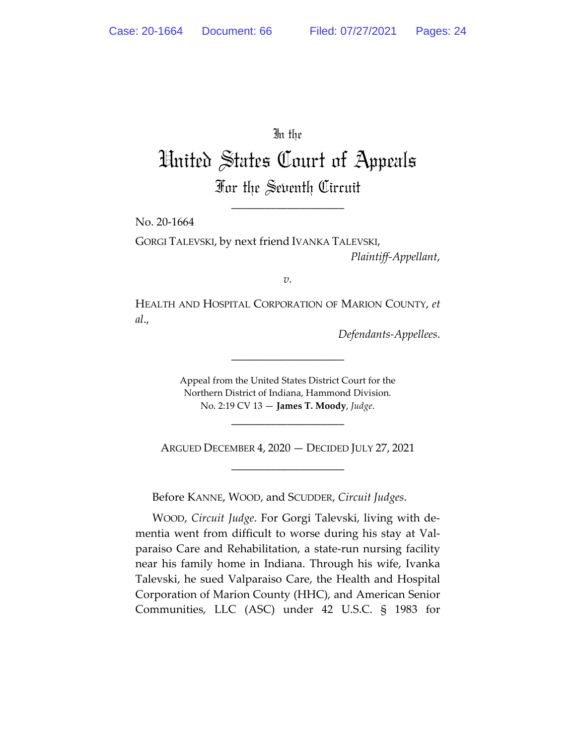In the

# United States Court of Appeals

## For the Seventh Circuit

---

No. 20-1664

GORGI TALEVSKI, by next friend IVANKA TALEVSKI,

*Plaintiff-Appellant*,

*v.*

HEALTH AND HOSPITAL CORPORATION OF MARION COUNTY, *et al.*,

*Defendants-Appellees*.

---

Appeal from the United States District Court for the Northern District of Indiana, Hammond Division.
No. 2:19 CV 13 — **James T. Moody**, *Judge*.

---

ARGUED DECEMBER 4, 2020 — DECIDED JULY 27, 2021

---

Before KANNE, WOOD, and SCUDDER, *Circuit Judges*.

WOOD, *Circuit Judge*. For Gorgi Talevski, living with dementia went from difficult to worse during his stay at Valparaiso Care and Rehabilitation, a state-run nursing facility near his family home in Indiana. Through his wife, Ivanka Talevski, he sued Valparaiso Care, the Health and Hospital Corporation of Marion County (HHC), and American Senior Communities, LLC (ASC) under 42 U.S.C. § 1983 for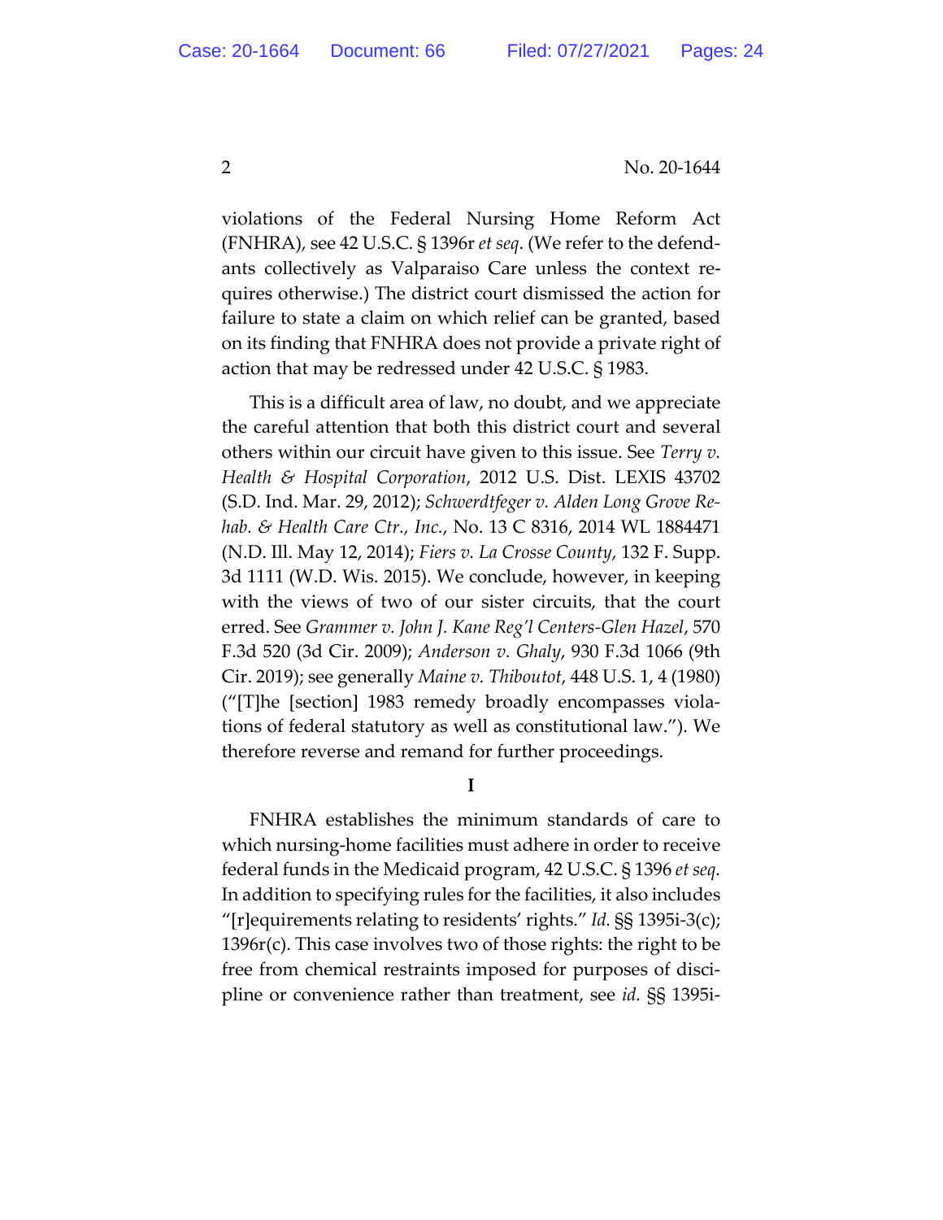violations of the Federal Nursing Home Reform Act (FNHRA), see 42 U.S.C. § 1396r *et seq*. (We refer to the defendants collectively as Valparaiso Care unless the context requires otherwise.) The district court dismissed the action for failure to state a claim on which relief can be granted, based on its finding that FNHRA does not provide a private right of action that may be redressed under 42 U.S.C. § 1983.

This is a difficult area of law, no doubt, and we appreciate the careful attention that both this district court and several others within our circuit have given to this issue. See *Terry v. Health & Hospital Corporation*, 2012 U.S. Dist. LEXIS 43702 (S.D. Ind. Mar. 29, 2012); *Schwerdtfeger v. Alden Long Grove Rehab. & Health Care Ctr., Inc.*, No. 13 C 8316, 2014 WL 1884471 (N.D. Ill. May 12, 2014); *Fiers v. La Crosse County*, 132 F. Supp. 3d 1111 (W.D. Wis. 2015). We conclude, however, in keeping with the views of two of our sister circuits, that the court erred. See *Grammer v. John J. Kane Reg'l Centers-Glen Hazel*, 570 F.3d 520 (3d Cir. 2009); *Anderson v. Ghaly*, 930 F.3d 1066 (9th Cir. 2019); see generally *Maine v. Thiboutot*, 448 U.S. 1, 4 (1980) ("[T]he [section] 1983 remedy broadly encompasses violations of federal statutory as well as constitutional law."). We therefore reverse and remand for further proceedings.

**I**

FNHRA establishes the minimum standards of care to which nursing-home facilities must adhere in order to receive federal funds in the Medicaid program, 42 U.S.C. § 1396 *et seq*. In addition to specifying rules for the facilities, it also includes "[r]equirements relating to residents' rights." *Id.* §§ 1395i-3(c); 1396r(c). This case involves two of those rights: the right to be free from chemical restraints imposed for purposes of discipline or convenience rather than treatment, see *id.* §§ 1395i-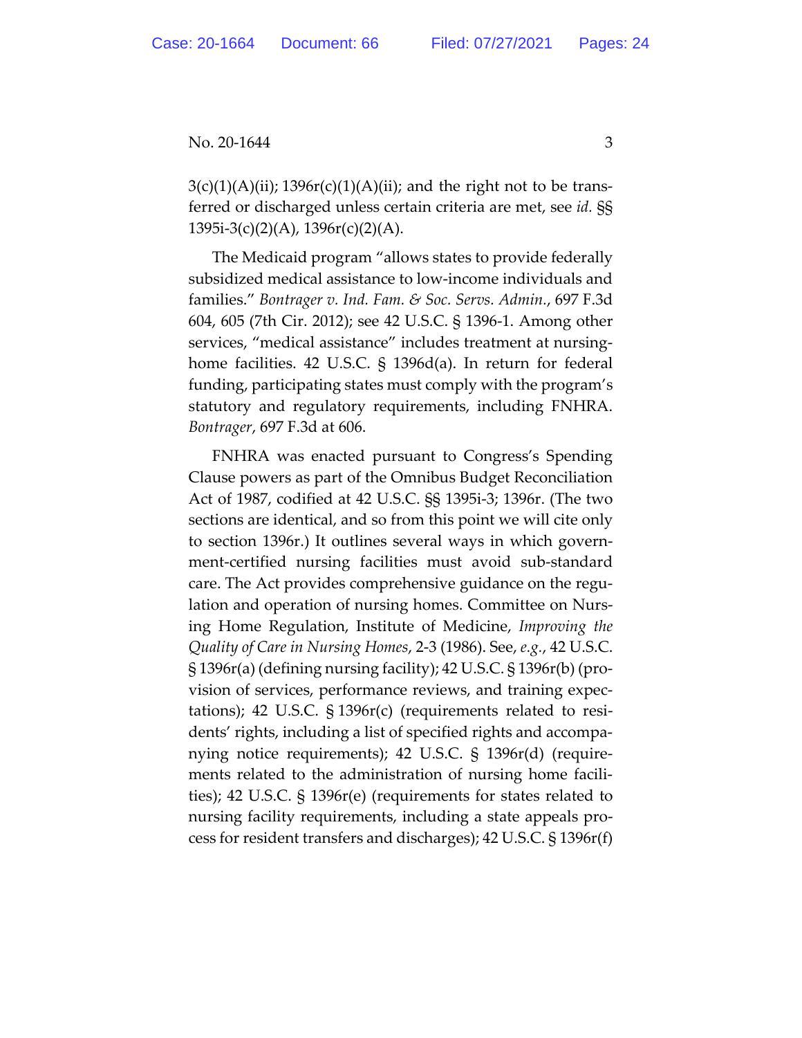3(c)(1)(A)(ii); 1396r(c)(1)(A)(ii); and the right not to be transferred or discharged unless certain criteria are met, see *id.* §§ 1395i-3(c)(2)(A), 1396r(c)(2)(A).

The Medicaid program "allows states to provide federally subsidized medical assistance to low-income individuals and families." *Bontrager v. Ind. Fam. & Soc. Servs. Admin.*, 697 F.3d 604, 605 (7th Cir. 2012); see 42 U.S.C. § 1396-1. Among other services, "medical assistance" includes treatment at nursing-home facilities. 42 U.S.C. § 1396d(a). In return for federal funding, participating states must comply with the program's statutory and regulatory requirements, including FNHRA. *Bontrager*, 697 F.3d at 606.

FNHRA was enacted pursuant to Congress's Spending Clause powers as part of the Omnibus Budget Reconciliation Act of 1987, codified at 42 U.S.C. §§ 1395i-3; 1396r. (The two sections are identical, and so from this point we will cite only to section 1396r.) It outlines several ways in which government-certified nursing facilities must avoid sub-standard care. The Act provides comprehensive guidance on the regulation and operation of nursing homes. Committee on Nursing Home Regulation, Institute of Medicine, *Improving the Quality of Care in Nursing Homes*, 2-3 (1986). See, *e.g.*, 42 U.S.C. § 1396r(a) (defining nursing facility); 42 U.S.C. § 1396r(b) (provision of services, performance reviews, and training expectations); 42 U.S.C. § 1396r(c) (requirements related to residents' rights, including a list of specified rights and accompanying notice requirements); 42 U.S.C. § 1396r(d) (requirements related to the administration of nursing home facilities); 42 U.S.C. § 1396r(e) (requirements for states related to nursing facility requirements, including a state appeals process for resident transfers and discharges); 42 U.S.C. § 1396r(f)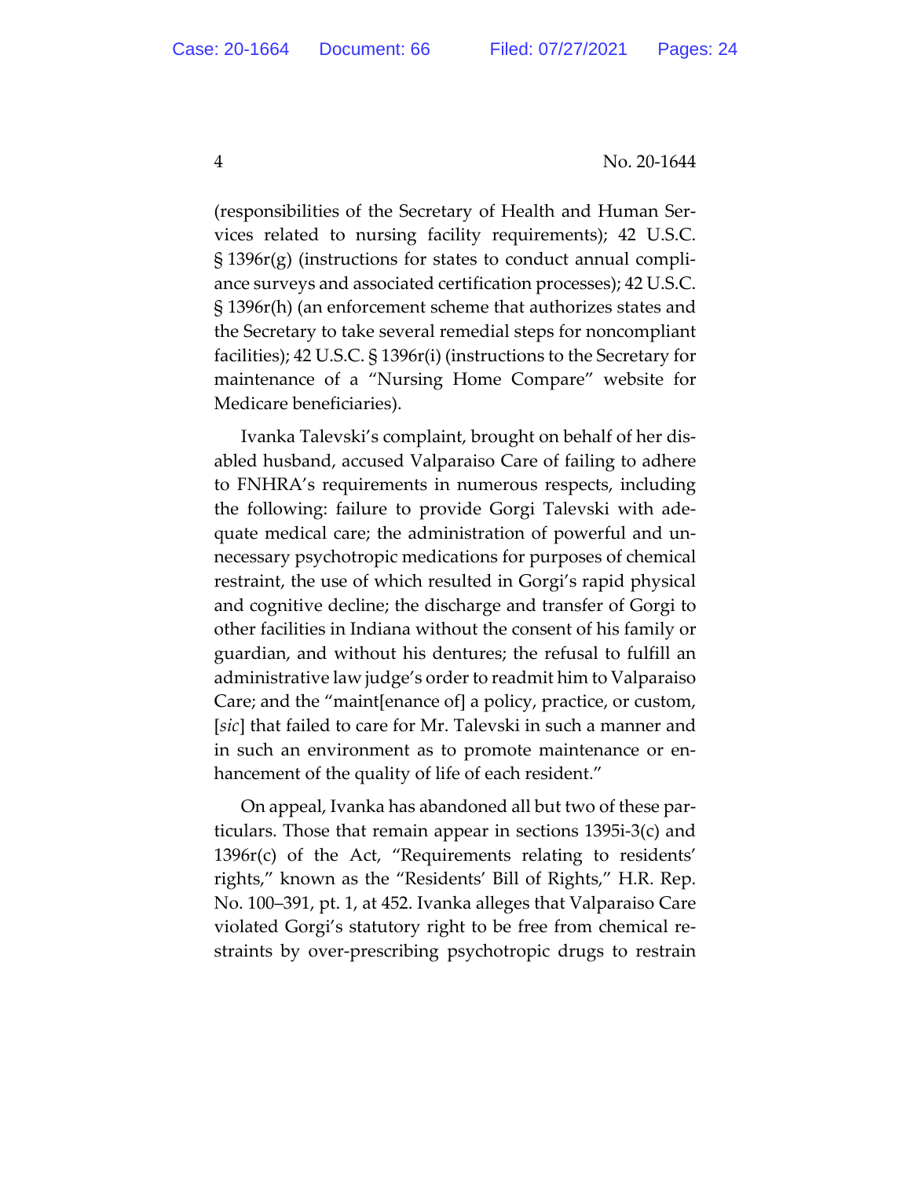(responsibilities of the Secretary of Health and Human Services related to nursing facility requirements); 42 U.S.C. § 1396r(g) (instructions for states to conduct annual compliance surveys and associated certification processes); 42 U.S.C. § 1396r(h) (an enforcement scheme that authorizes states and the Secretary to take several remedial steps for noncompliant facilities); 42 U.S.C. § 1396r(i) (instructions to the Secretary for maintenance of a "Nursing Home Compare" website for Medicare beneficiaries).

Ivanka Talevski's complaint, brought on behalf of her disabled husband, accused Valparaiso Care of failing to adhere to FNHRA's requirements in numerous respects, including the following: failure to provide Gorgi Talevski with adequate medical care; the administration of powerful and unnecessary psychotropic medications for purposes of chemical restraint, the use of which resulted in Gorgi's rapid physical and cognitive decline; the discharge and transfer of Gorgi to other facilities in Indiana without the consent of his family or guardian, and without his dentures; the refusal to fulfill an administrative law judge's order to readmit him to Valparaiso Care; and the "maint[enance of] a policy, practice, or custom, [*sic*] that failed to care for Mr. Talevski in such a manner and in such an environment as to promote maintenance or enhancement of the quality of life of each resident."

On appeal, Ivanka has abandoned all but two of these particulars. Those that remain appear in sections 1395i-3(c) and 1396r(c) of the Act, "Requirements relating to residents' rights," known as the "Residents' Bill of Rights," H.R. Rep. No. 100–391, pt. 1, at 452. Ivanka alleges that Valparaiso Care violated Gorgi's statutory right to be free from chemical restraints by over-prescribing psychotropic drugs to restrain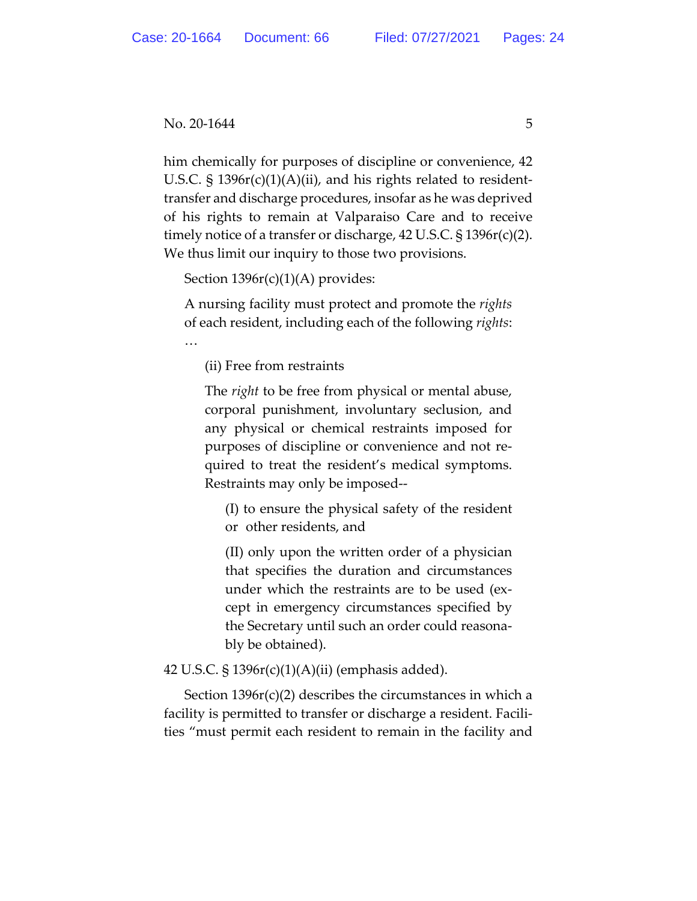him chemically for purposes of discipline or convenience, 42 U.S.C. § 1396r(c)(1)(A)(ii), and his rights related to resident-transfer and discharge procedures, insofar as he was deprived of his rights to remain at Valparaiso Care and to receive timely notice of a transfer or discharge, 42 U.S.C. § 1396r(c)(2). We thus limit our inquiry to those two provisions.

Section 1396r(c)(1)(A) provides:

> A nursing facility must protect and promote the *rights* of each resident, including each of the following *rights*:
>
> …
>
> > (ii) Free from restraints
> >
> > The *right* to be free from physical or mental abuse, corporal punishment, involuntary seclusion, and any physical or chemical restraints imposed for purposes of discipline or convenience and not required to treat the resident's medical symptoms. Restraints may only be imposed--
> >
> > > (I) to ensure the physical safety of the resident or other residents, and
> > >
> > > (II) only upon the written order of a physician that specifies the duration and circumstances under which the restraints are to be used (except in emergency circumstances specified by the Secretary until such an order could reasonably be obtained).

42 U.S.C. § 1396r(c)(1)(A)(ii) (emphasis added).

Section 1396r(c)(2) describes the circumstances in which a facility is permitted to transfer or discharge a resident. Facilities "must permit each resident to remain in the facility and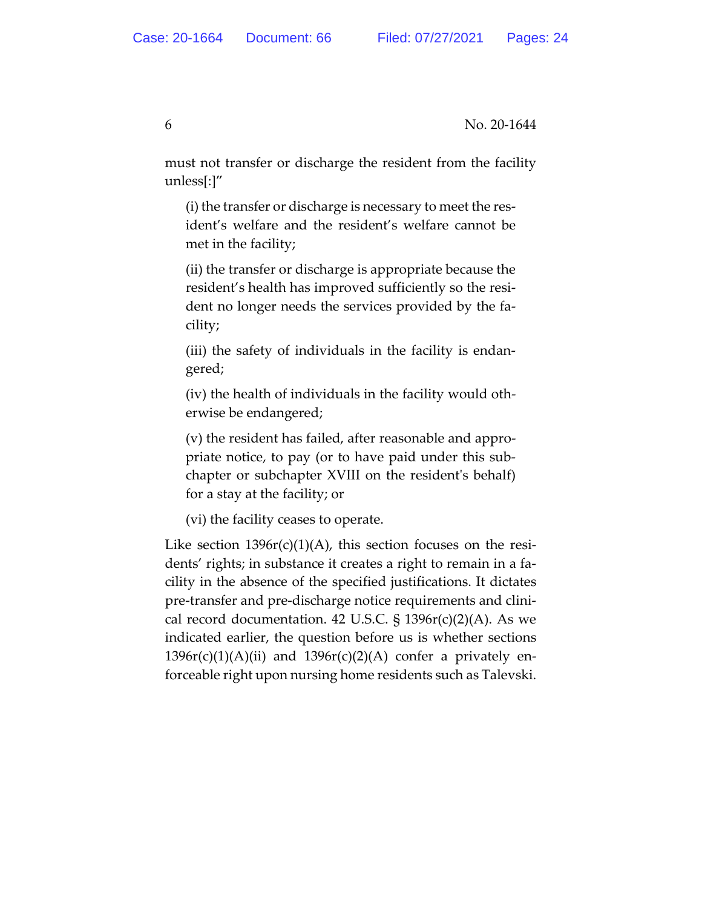must not transfer or discharge the resident from the facility unless[:]"

> (i) the transfer or discharge is necessary to meet the resident's welfare and the resident's welfare cannot be met in the facility;
>
> (ii) the transfer or discharge is appropriate because the resident's health has improved sufficiently so the resident no longer needs the services provided by the facility;
>
> (iii) the safety of individuals in the facility is endangered;
>
> (iv) the health of individuals in the facility would otherwise be endangered;
>
> (v) the resident has failed, after reasonable and appropriate notice, to pay (or to have paid under this subchapter or subchapter XVIII on the resident's behalf) for a stay at the facility; or
>
> (vi) the facility ceases to operate.

Like section 1396r(c)(1)(A), this section focuses on the residents' rights; in substance it creates a right to remain in a facility in the absence of the specified justifications. It dictates pre-transfer and pre-discharge notice requirements and clinical record documentation. 42 U.S.C. § 1396r(c)(2)(A). As we indicated earlier, the question before us is whether sections 1396r(c)(1)(A)(ii) and 1396r(c)(2)(A) confer a privately enforceable right upon nursing home residents such as Talevski.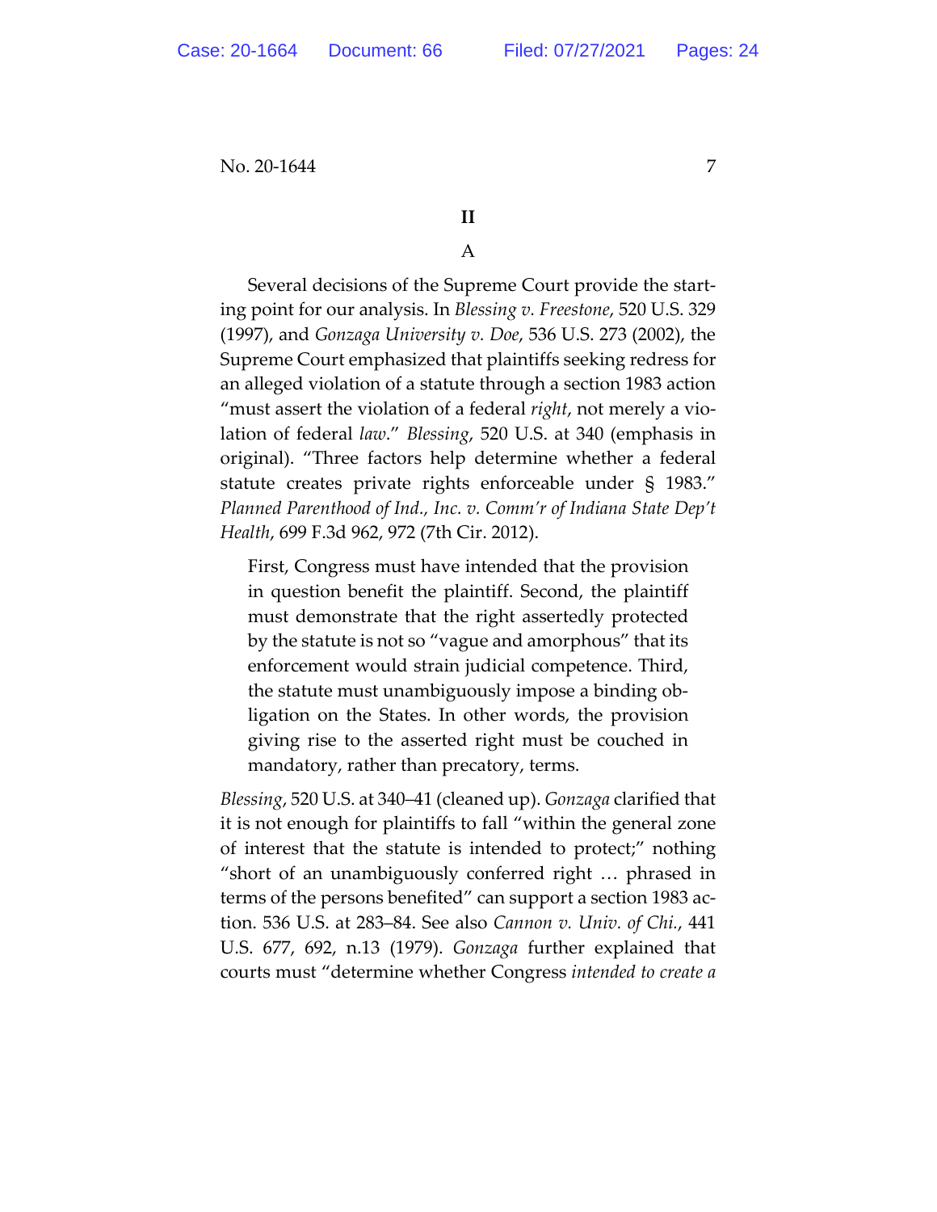## II

### A

Several decisions of the Supreme Court provide the starting point for our analysis. In *Blessing v. Freestone*, 520 U.S. 329 (1997), and *Gonzaga University v. Doe*, 536 U.S. 273 (2002), the Supreme Court emphasized that plaintiffs seeking redress for an alleged violation of a statute through a section 1983 action "must assert the violation of a federal *right*, not merely a violation of federal *law*." *Blessing*, 520 U.S. at 340 (emphasis in original). "Three factors help determine whether a federal statute creates private rights enforceable under § 1983." *Planned Parenthood of Ind., Inc. v. Comm'r of Indiana State Dep't Health*, 699 F.3d 962, 972 (7th Cir. 2012).

> First, Congress must have intended that the provision in question benefit the plaintiff. Second, the plaintiff must demonstrate that the right assertedly protected by the statute is not so "vague and amorphous" that its enforcement would strain judicial competence. Third, the statute must unambiguously impose a binding obligation on the States. In other words, the provision giving rise to the asserted right must be couched in mandatory, rather than precatory, terms.

*Blessing*, 520 U.S. at 340–41 (cleaned up). *Gonzaga* clarified that it is not enough for plaintiffs to fall "within the general zone of interest that the statute is intended to protect;" nothing "short of an unambiguously conferred right … phrased in terms of the persons benefited" can support a section 1983 action. 536 U.S. at 283–84. See also *Cannon v. Univ. of Chi.*, 441 U.S. 677, 692, n.13 (1979). *Gonzaga* further explained that courts must "determine whether Congress *intended to create a*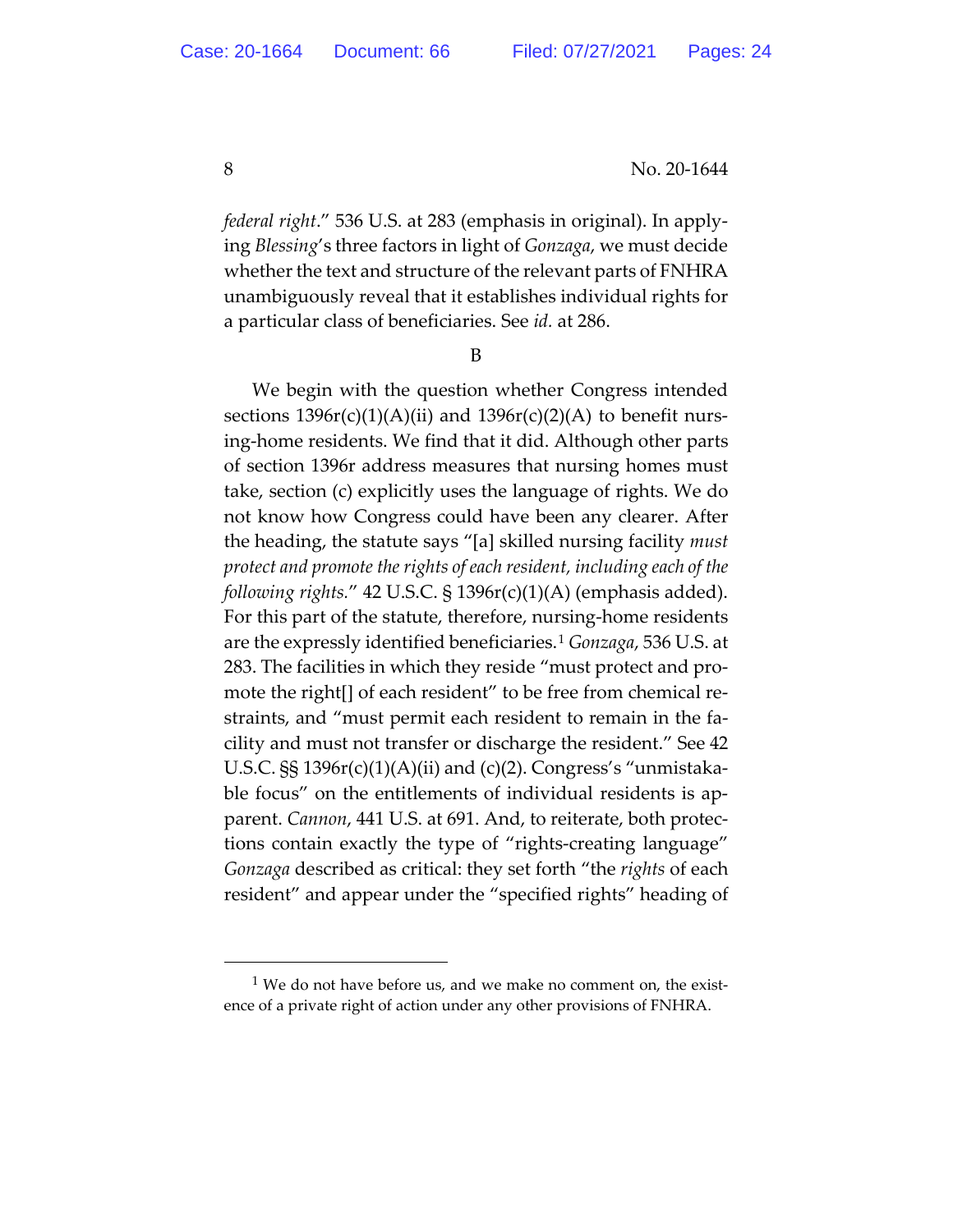*federal right*." 536 U.S. at 283 (emphasis in original). In applying *Blessing*'s three factors in light of *Gonzaga*, we must decide whether the text and structure of the relevant parts of FNHRA unambiguously reveal that it establishes individual rights for a particular class of beneficiaries. See *id.* at 286.

B

We begin with the question whether Congress intended sections 1396r(c)(1)(A)(ii) and 1396r(c)(2)(A) to benefit nursing-home residents. We find that it did. Although other parts of section 1396r address measures that nursing homes must take, section (c) explicitly uses the language of rights. We do not know how Congress could have been any clearer. After the heading, the statute says "[a] skilled nursing facility *must protect and promote the rights of each resident, including each of the following rights.*" 42 U.S.C. § 1396r(c)(1)(A) (emphasis added). For this part of the statute, therefore, nursing-home residents are the expressly identified beneficiaries.[1] *Gonzaga*, 536 U.S. at 283. The facilities in which they reside "must protect and promote the right[] of each resident" to be free from chemical restraints, and "must permit each resident to remain in the facility and must not transfer or discharge the resident." See 42 U.S.C. §§ 1396r(c)(1)(A)(ii) and (c)(2). Congress's "unmistakable focus" on the entitlements of individual residents is apparent. *Cannon*, 441 U.S. at 691. And, to reiterate, both protections contain exactly the type of "rights-creating language" *Gonzaga* described as critical: they set forth "the *rights* of each resident" and appear under the "specified rights" heading of

[1] We do not have before us, and we make no comment on, the existence of a private right of action under any other provisions of FNHRA.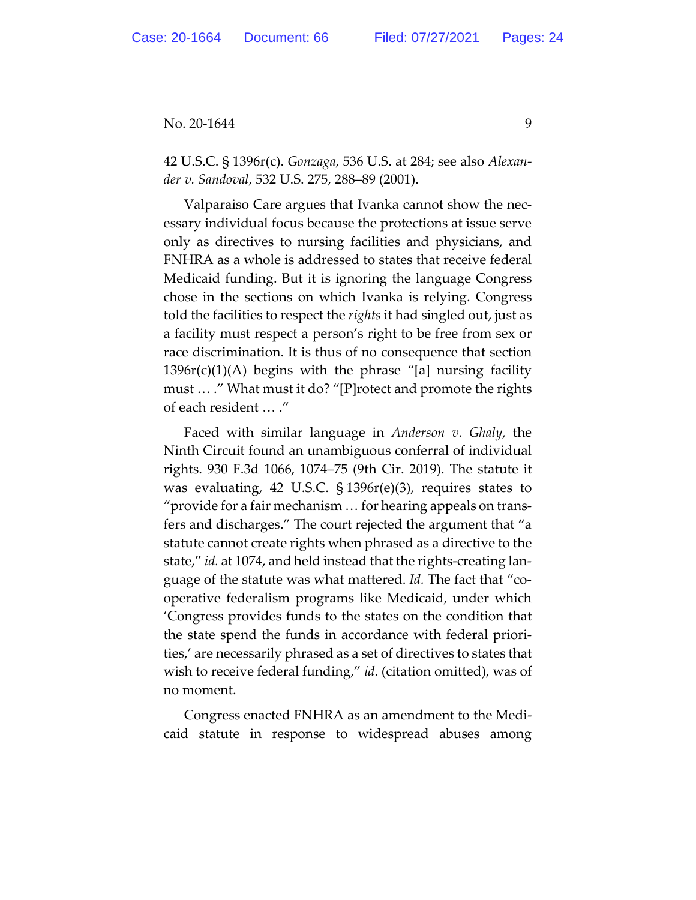42 U.S.C. § 1396r(c). *Gonzaga*, 536 U.S. at 284; see also *Alexander v. Sandoval*, 532 U.S. 275, 288–89 (2001).

Valparaiso Care argues that Ivanka cannot show the necessary individual focus because the protections at issue serve only as directives to nursing facilities and physicians, and FNHRA as a whole is addressed to states that receive federal Medicaid funding. But it is ignoring the language Congress chose in the sections on which Ivanka is relying. Congress told the facilities to respect the *rights* it had singled out, just as a facility must respect a person's right to be free from sex or race discrimination. It is thus of no consequence that section 1396r(c)(1)(A) begins with the phrase "[a] nursing facility must … ." What must it do? "[P]rotect and promote the rights of each resident … ."

Faced with similar language in *Anderson v. Ghaly*, the Ninth Circuit found an unambiguous conferral of individual rights. 930 F.3d 1066, 1074–75 (9th Cir. 2019). The statute it was evaluating, 42 U.S.C. § 1396r(e)(3), requires states to "provide for a fair mechanism … for hearing appeals on transfers and discharges." The court rejected the argument that "a statute cannot create rights when phrased as a directive to the state," *id.* at 1074, and held instead that the rights-creating language of the statute was what mattered. *Id.* The fact that "cooperative federalism programs like Medicaid, under which 'Congress provides funds to the states on the condition that the state spend the funds in accordance with federal priorities,' are necessarily phrased as a set of directives to states that wish to receive federal funding," *id.* (citation omitted), was of no moment.

Congress enacted FNHRA as an amendment to the Medicaid statute in response to widespread abuses among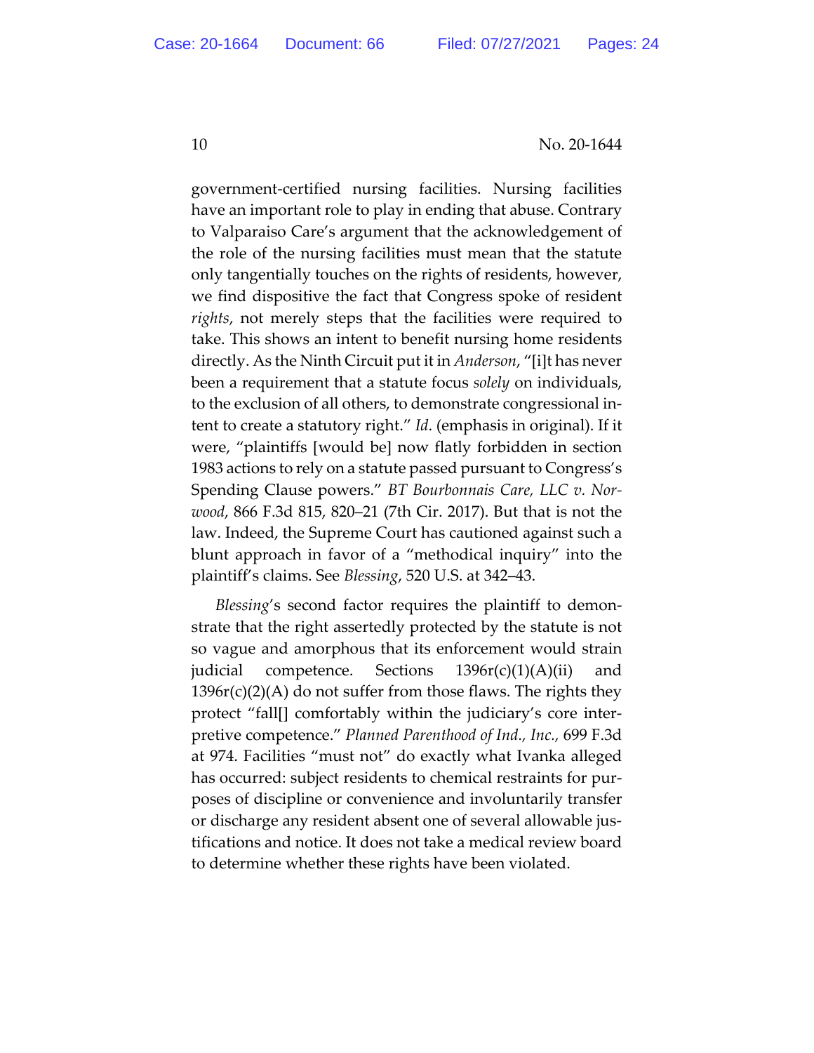government-certified nursing facilities. Nursing facilities have an important role to play in ending that abuse. Contrary to Valparaiso Care's argument that the acknowledgement of the role of the nursing facilities must mean that the statute only tangentially touches on the rights of residents, however, we find dispositive the fact that Congress spoke of resident *rights*, not merely steps that the facilities were required to take. This shows an intent to benefit nursing home residents directly. As the Ninth Circuit put it in *Anderson*, "[i]t has never been a requirement that a statute focus *solely* on individuals, to the exclusion of all others, to demonstrate congressional intent to create a statutory right." *Id*. (emphasis in original). If it were, "plaintiffs [would be] now flatly forbidden in section 1983 actions to rely on a statute passed pursuant to Congress's Spending Clause powers." *BT Bourbonnais Care, LLC v. Norwood*, 866 F.3d 815, 820–21 (7th Cir. 2017). But that is not the law. Indeed, the Supreme Court has cautioned against such a blunt approach in favor of a "methodical inquiry" into the plaintiff's claims. See *Blessing*, 520 U.S. at 342–43.

*Blessing*'s second factor requires the plaintiff to demonstrate that the right assertedly protected by the statute is not so vague and amorphous that its enforcement would strain judicial competence. Sections 1396r(c)(1)(A)(ii) and 1396r(c)(2)(A) do not suffer from those flaws. The rights they protect "fall[] comfortably within the judiciary's core interpretive competence." *Planned Parenthood of Ind., Inc.*, 699 F.3d at 974. Facilities "must not" do exactly what Ivanka alleged has occurred: subject residents to chemical restraints for purposes of discipline or convenience and involuntarily transfer or discharge any resident absent one of several allowable justifications and notice. It does not take a medical review board to determine whether these rights have been violated.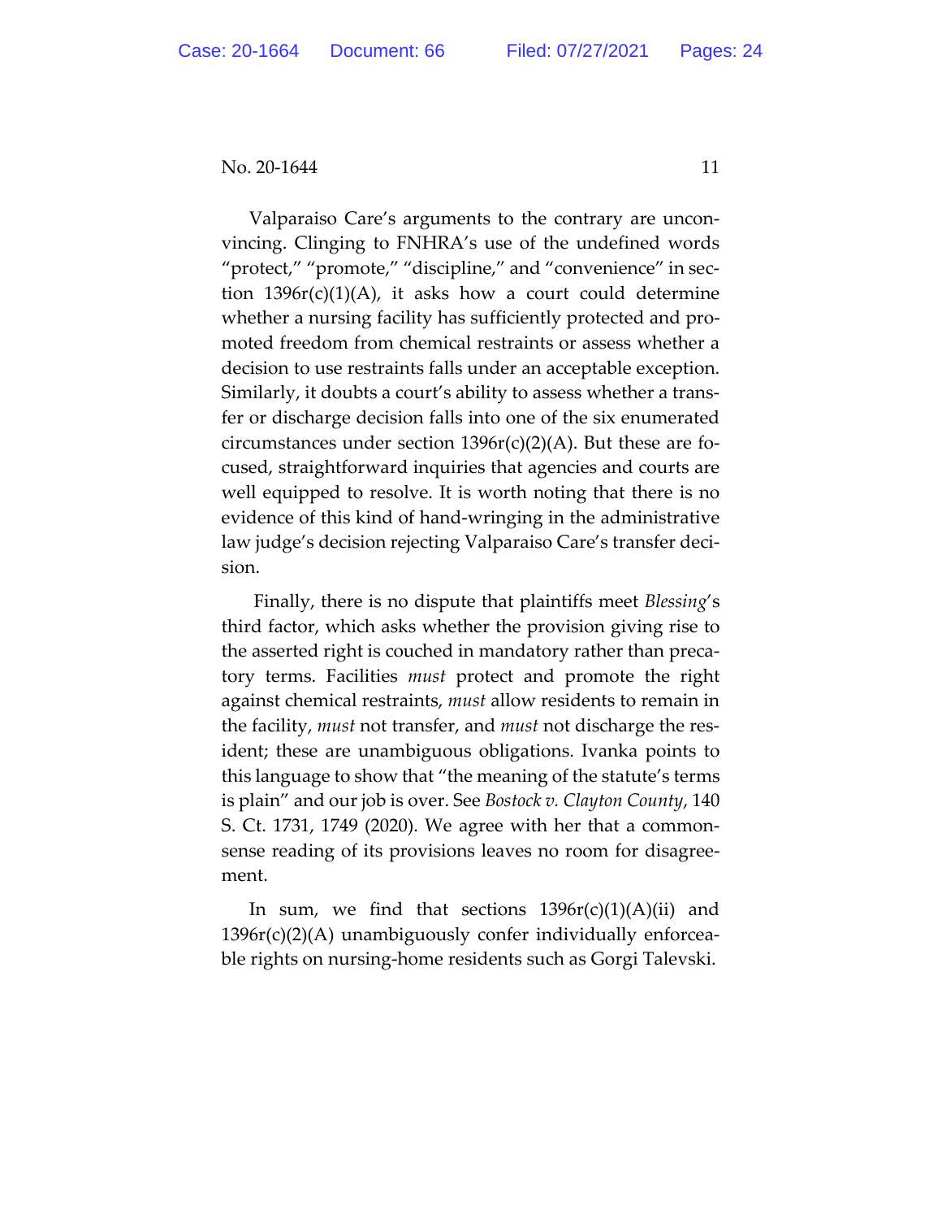Valparaiso Care's arguments to the contrary are unconvincing. Clinging to FNHRA's use of the undefined words "protect," "promote," "discipline," and "convenience" in section 1396r(c)(1)(A), it asks how a court could determine whether a nursing facility has sufficiently protected and promoted freedom from chemical restraints or assess whether a decision to use restraints falls under an acceptable exception. Similarly, it doubts a court's ability to assess whether a transfer or discharge decision falls into one of the six enumerated circumstances under section 1396r(c)(2)(A). But these are focused, straightforward inquiries that agencies and courts are well equipped to resolve. It is worth noting that there is no evidence of this kind of hand-wringing in the administrative law judge's decision rejecting Valparaiso Care's transfer decision.

Finally, there is no dispute that plaintiffs meet *Blessing*'s third factor, which asks whether the provision giving rise to the asserted right is couched in mandatory rather than precatory terms. Facilities *must* protect and promote the right against chemical restraints, *must* allow residents to remain in the facility, *must* not transfer, and *must* not discharge the resident; these are unambiguous obligations. Ivanka points to this language to show that "the meaning of the statute's terms is plain" and our job is over. See *Bostock v. Clayton County*, 140 S. Ct. 1731, 1749 (2020). We agree with her that a commonsense reading of its provisions leaves no room for disagreement.

In sum, we find that sections 1396r(c)(1)(A)(ii) and 1396r(c)(2)(A) unambiguously confer individually enforceable rights on nursing-home residents such as Gorgi Talevski.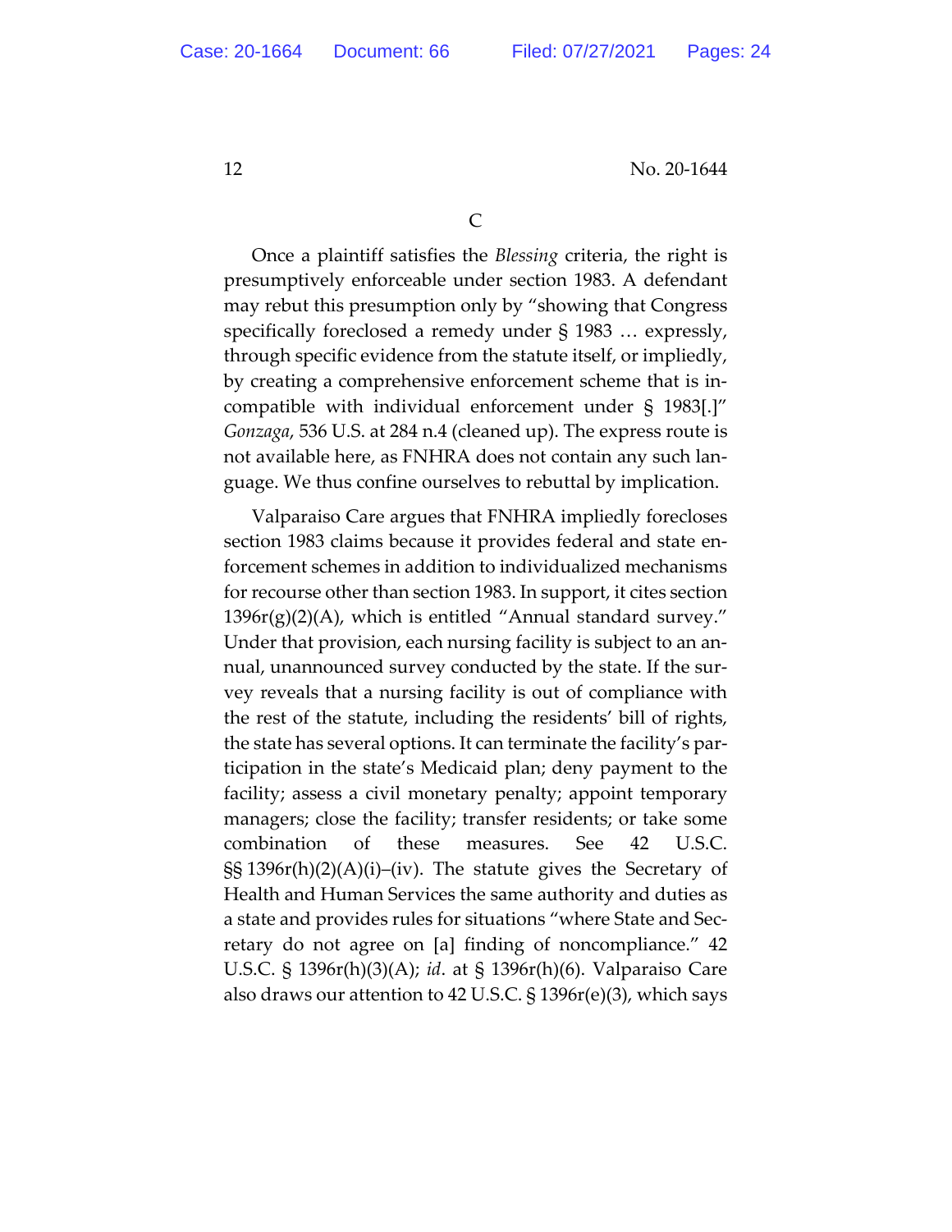### C

Once a plaintiff satisfies the *Blessing* criteria, the right is presumptively enforceable under section 1983. A defendant may rebut this presumption only by "showing that Congress specifically foreclosed a remedy under § 1983 … expressly, through specific evidence from the statute itself, or impliedly, by creating a comprehensive enforcement scheme that is incompatible with individual enforcement under § 1983[.]" *Gonzaga*, 536 U.S. at 284 n.4 (cleaned up). The express route is not available here, as FNHRA does not contain any such language. We thus confine ourselves to rebuttal by implication.

Valparaiso Care argues that FNHRA impliedly forecloses section 1983 claims because it provides federal and state enforcement schemes in addition to individualized mechanisms for recourse other than section 1983. In support, it cites section 1396r(g)(2)(A), which is entitled "Annual standard survey." Under that provision, each nursing facility is subject to an annual, unannounced survey conducted by the state. If the survey reveals that a nursing facility is out of compliance with the rest of the statute, including the residents' bill of rights, the state has several options. It can terminate the facility's participation in the state's Medicaid plan; deny payment to the facility; assess a civil monetary penalty; appoint temporary managers; close the facility; transfer residents; or take some combination of these measures. See 42 U.S.C. §§ 1396r(h)(2)(A)(i)–(iv). The statute gives the Secretary of Health and Human Services the same authority and duties as a state and provides rules for situations "where State and Secretary do not agree on [a] finding of noncompliance." 42 U.S.C. § 1396r(h)(3)(A); *id*. at § 1396r(h)(6). Valparaiso Care also draws our attention to 42 U.S.C. § 1396r(e)(3), which says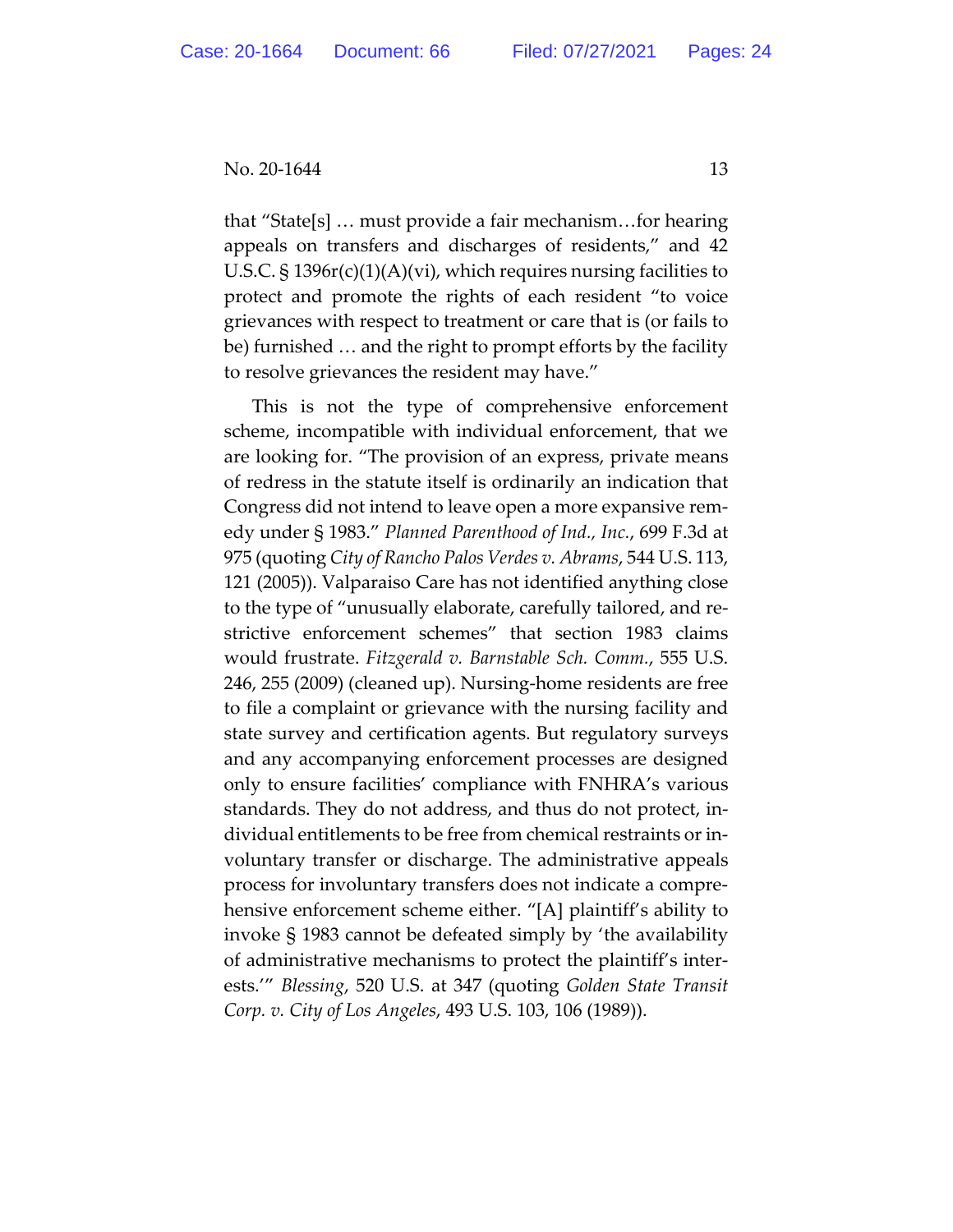that "State[s] … must provide a fair mechanism…for hearing appeals on transfers and discharges of residents," and 42 U.S.C. § 1396r(c)(1)(A)(vi), which requires nursing facilities to protect and promote the rights of each resident "to voice grievances with respect to treatment or care that is (or fails to be) furnished … and the right to prompt efforts by the facility to resolve grievances the resident may have."

This is not the type of comprehensive enforcement scheme, incompatible with individual enforcement, that we are looking for. "The provision of an express, private means of redress in the statute itself is ordinarily an indication that Congress did not intend to leave open a more expansive remedy under § 1983." *Planned Parenthood of Ind., Inc.*, 699 F.3d at 975 (quoting *City of Rancho Palos Verdes v. Abrams*, 544 U.S. 113, 121 (2005)). Valparaiso Care has not identified anything close to the type of "unusually elaborate, carefully tailored, and restrictive enforcement schemes" that section 1983 claims would frustrate. *Fitzgerald v. Barnstable Sch. Comm.*, 555 U.S. 246, 255 (2009) (cleaned up). Nursing-home residents are free to file a complaint or grievance with the nursing facility and state survey and certification agents. But regulatory surveys and any accompanying enforcement processes are designed only to ensure facilities' compliance with FNHRA's various standards. They do not address, and thus do not protect, individual entitlements to be free from chemical restraints or involuntary transfer or discharge. The administrative appeals process for involuntary transfers does not indicate a comprehensive enforcement scheme either. "[A] plaintiff's ability to invoke § 1983 cannot be defeated simply by 'the availability of administrative mechanisms to protect the plaintiff's interests.'" *Blessing*, 520 U.S. at 347 (quoting *Golden State Transit Corp. v. City of Los Angeles*, 493 U.S. 103, 106 (1989)).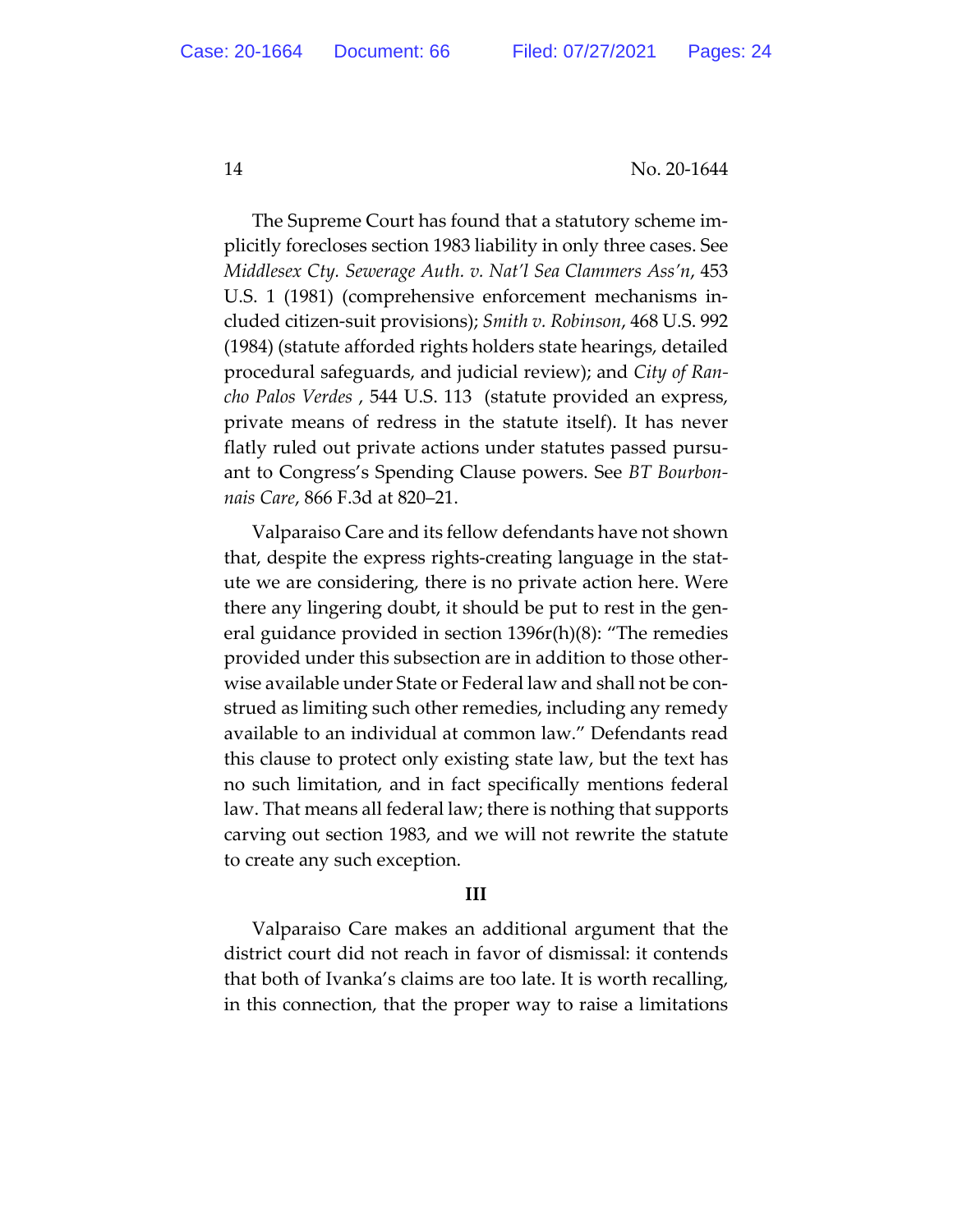The Supreme Court has found that a statutory scheme implicitly forecloses section 1983 liability in only three cases. See *Middlesex Cty. Sewerage Auth. v. Nat'l Sea Clammers Ass'n*, 453 U.S. 1 (1981) (comprehensive enforcement mechanisms included citizen-suit provisions); *Smith v. Robinson*, 468 U.S. 992 (1984) (statute afforded rights holders state hearings, detailed procedural safeguards, and judicial review); and *City of Rancho Palos Verdes* , 544 U.S. 113 (statute provided an express, private means of redress in the statute itself). It has never flatly ruled out private actions under statutes passed pursuant to Congress's Spending Clause powers. See *BT Bourbonnais Care*, 866 F.3d at 820–21.

Valparaiso Care and its fellow defendants have not shown that, despite the express rights-creating language in the statute we are considering, there is no private action here. Were there any lingering doubt, it should be put to rest in the general guidance provided in section 1396r(h)(8): "The remedies provided under this subsection are in addition to those otherwise available under State or Federal law and shall not be construed as limiting such other remedies, including any remedy available to an individual at common law." Defendants read this clause to protect only existing state law, but the text has no such limitation, and in fact specifically mentions federal law. That means all federal law; there is nothing that supports carving out section 1983, and we will not rewrite the statute to create any such exception.

## III

Valparaiso Care makes an additional argument that the district court did not reach in favor of dismissal: it contends that both of Ivanka's claims are too late. It is worth recalling, in this connection, that the proper way to raise a limitations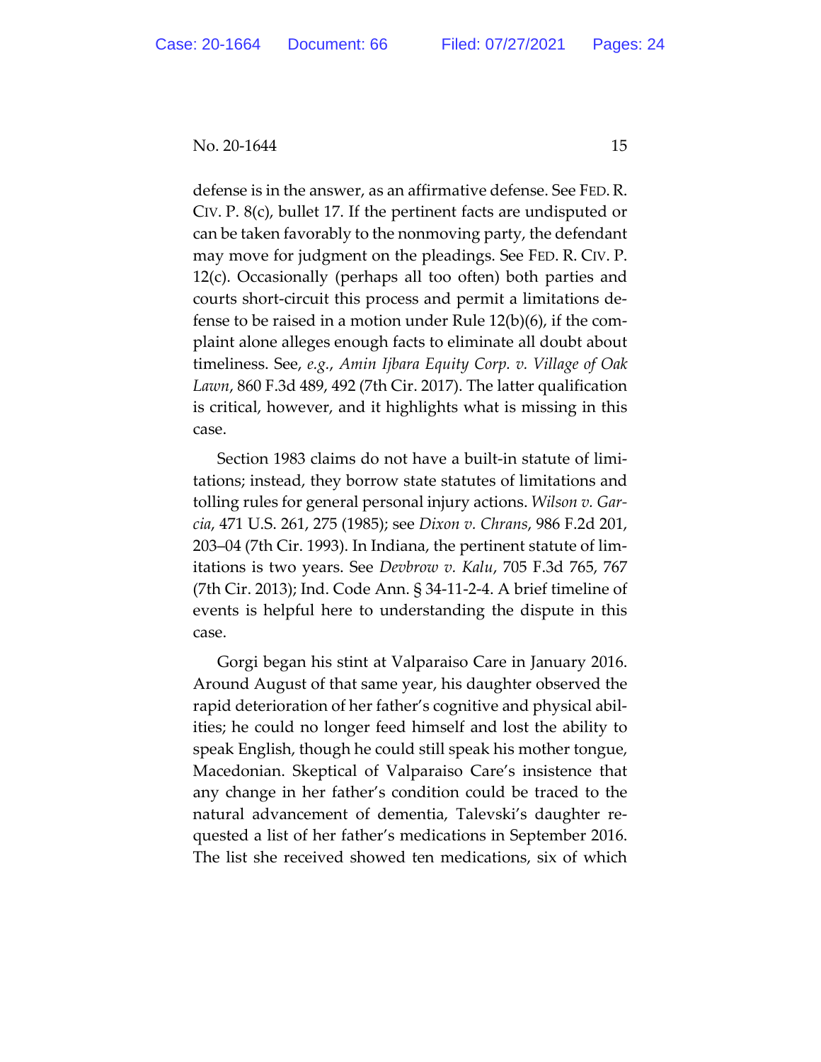defense is in the answer, as an affirmative defense. See FED. R. CIV. P. 8(c), bullet 17. If the pertinent facts are undisputed or can be taken favorably to the nonmoving party, the defendant may move for judgment on the pleadings. See FED. R. CIV. P. 12(c). Occasionally (perhaps all too often) both parties and courts short-circuit this process and permit a limitations defense to be raised in a motion under Rule 12(b)(6), if the complaint alone alleges enough facts to eliminate all doubt about timeliness. See, *e.g.*, *Amin Ijbara Equity Corp. v. Village of Oak Lawn*, 860 F.3d 489, 492 (7th Cir. 2017). The latter qualification is critical, however, and it highlights what is missing in this case.

Section 1983 claims do not have a built-in statute of limitations; instead, they borrow state statutes of limitations and tolling rules for general personal injury actions. *Wilson v. Garcia*, 471 U.S. 261, 275 (1985); see *Dixon v. Chrans*, 986 F.2d 201, 203–04 (7th Cir. 1993). In Indiana, the pertinent statute of limitations is two years. See *Devbrow v. Kalu*, 705 F.3d 765, 767 (7th Cir. 2013); Ind. Code Ann. § 34-11-2-4. A brief timeline of events is helpful here to understanding the dispute in this case.

Gorgi began his stint at Valparaiso Care in January 2016. Around August of that same year, his daughter observed the rapid deterioration of her father's cognitive and physical abilities; he could no longer feed himself and lost the ability to speak English, though he could still speak his mother tongue, Macedonian. Skeptical of Valparaiso Care's insistence that any change in her father's condition could be traced to the natural advancement of dementia, Talevski's daughter requested a list of her father's medications in September 2016. The list she received showed ten medications, six of which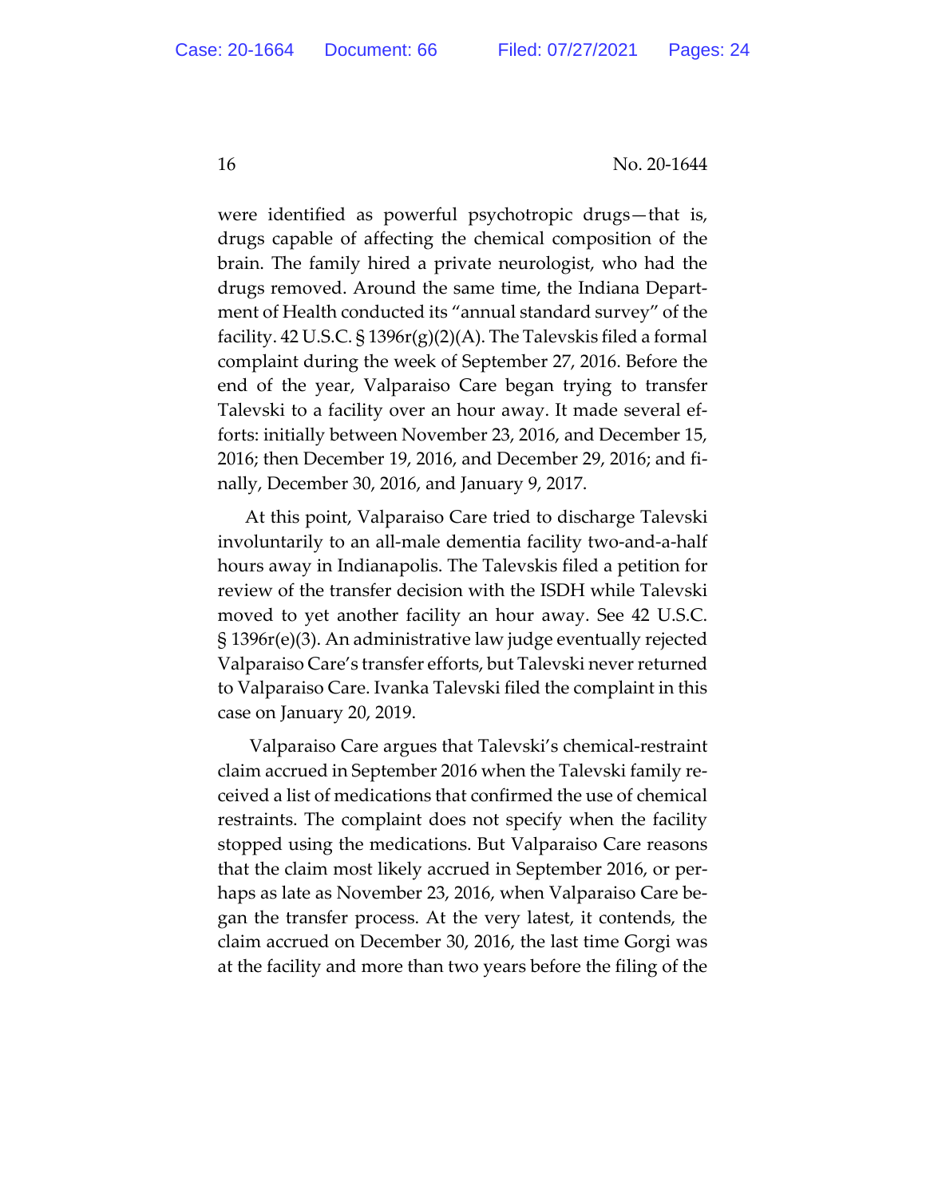were identified as powerful psychotropic drugs—that is, drugs capable of affecting the chemical composition of the brain. The family hired a private neurologist, who had the drugs removed. Around the same time, the Indiana Department of Health conducted its "annual standard survey" of the facility. 42 U.S.C. § 1396r(g)(2)(A). The Talevskis filed a formal complaint during the week of September 27, 2016. Before the end of the year, Valparaiso Care began trying to transfer Talevski to a facility over an hour away. It made several efforts: initially between November 23, 2016, and December 15, 2016; then December 19, 2016, and December 29, 2016; and finally, December 30, 2016, and January 9, 2017.

At this point, Valparaiso Care tried to discharge Talevski involuntarily to an all-male dementia facility two-and-a-half hours away in Indianapolis. The Talevskis filed a petition for review of the transfer decision with the ISDH while Talevski moved to yet another facility an hour away. See 42 U.S.C. § 1396r(e)(3). An administrative law judge eventually rejected Valparaiso Care's transfer efforts, but Talevski never returned to Valparaiso Care. Ivanka Talevski filed the complaint in this case on January 20, 2019.

Valparaiso Care argues that Talevski's chemical-restraint claim accrued in September 2016 when the Talevski family received a list of medications that confirmed the use of chemical restraints. The complaint does not specify when the facility stopped using the medications. But Valparaiso Care reasons that the claim most likely accrued in September 2016, or perhaps as late as November 23, 2016, when Valparaiso Care began the transfer process. At the very latest, it contends, the claim accrued on December 30, 2016, the last time Gorgi was at the facility and more than two years before the filing of the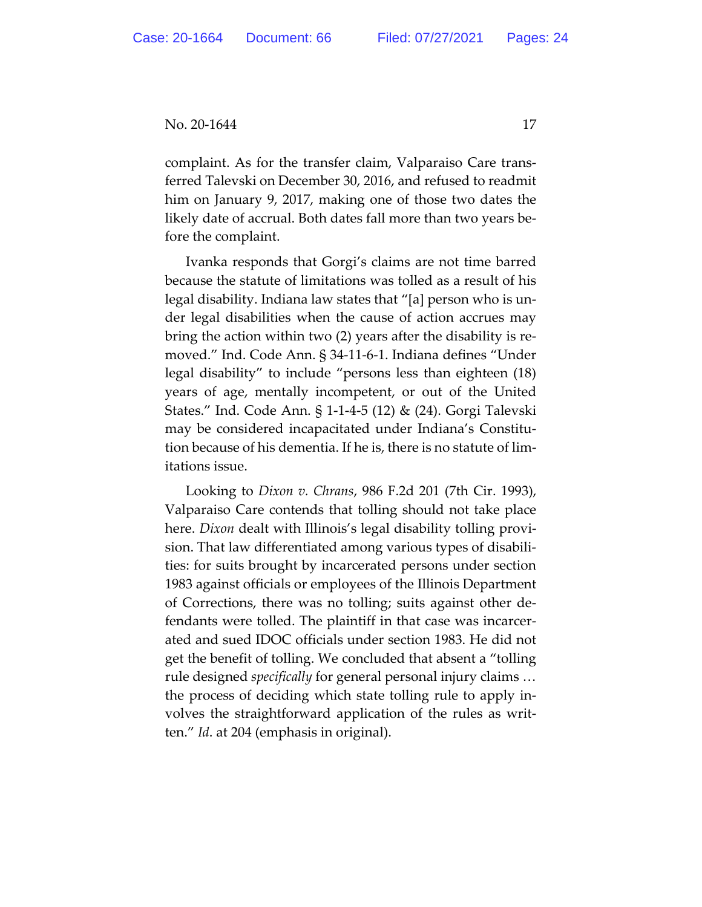complaint. As for the transfer claim, Valparaiso Care transferred Talevski on December 30, 2016, and refused to readmit him on January 9, 2017, making one of those two dates the likely date of accrual. Both dates fall more than two years before the complaint.

Ivanka responds that Gorgi's claims are not time barred because the statute of limitations was tolled as a result of his legal disability. Indiana law states that "[a] person who is under legal disabilities when the cause of action accrues may bring the action within two (2) years after the disability is removed." Ind. Code Ann. § 34-11-6-1. Indiana defines "Under legal disability" to include "persons less than eighteen (18) years of age, mentally incompetent, or out of the United States." Ind. Code Ann. § 1-1-4-5 (12) & (24). Gorgi Talevski may be considered incapacitated under Indiana's Constitution because of his dementia. If he is, there is no statute of limitations issue.

Looking to *Dixon v. Chrans*, 986 F.2d 201 (7th Cir. 1993), Valparaiso Care contends that tolling should not take place here. *Dixon* dealt with Illinois's legal disability tolling provision. That law differentiated among various types of disabilities: for suits brought by incarcerated persons under section 1983 against officials or employees of the Illinois Department of Corrections, there was no tolling; suits against other defendants were tolled. The plaintiff in that case was incarcerated and sued IDOC officials under section 1983. He did not get the benefit of tolling. We concluded that absent a "tolling rule designed *specifically* for general personal injury claims … the process of deciding which state tolling rule to apply involves the straightforward application of the rules as written." *Id*. at 204 (emphasis in original).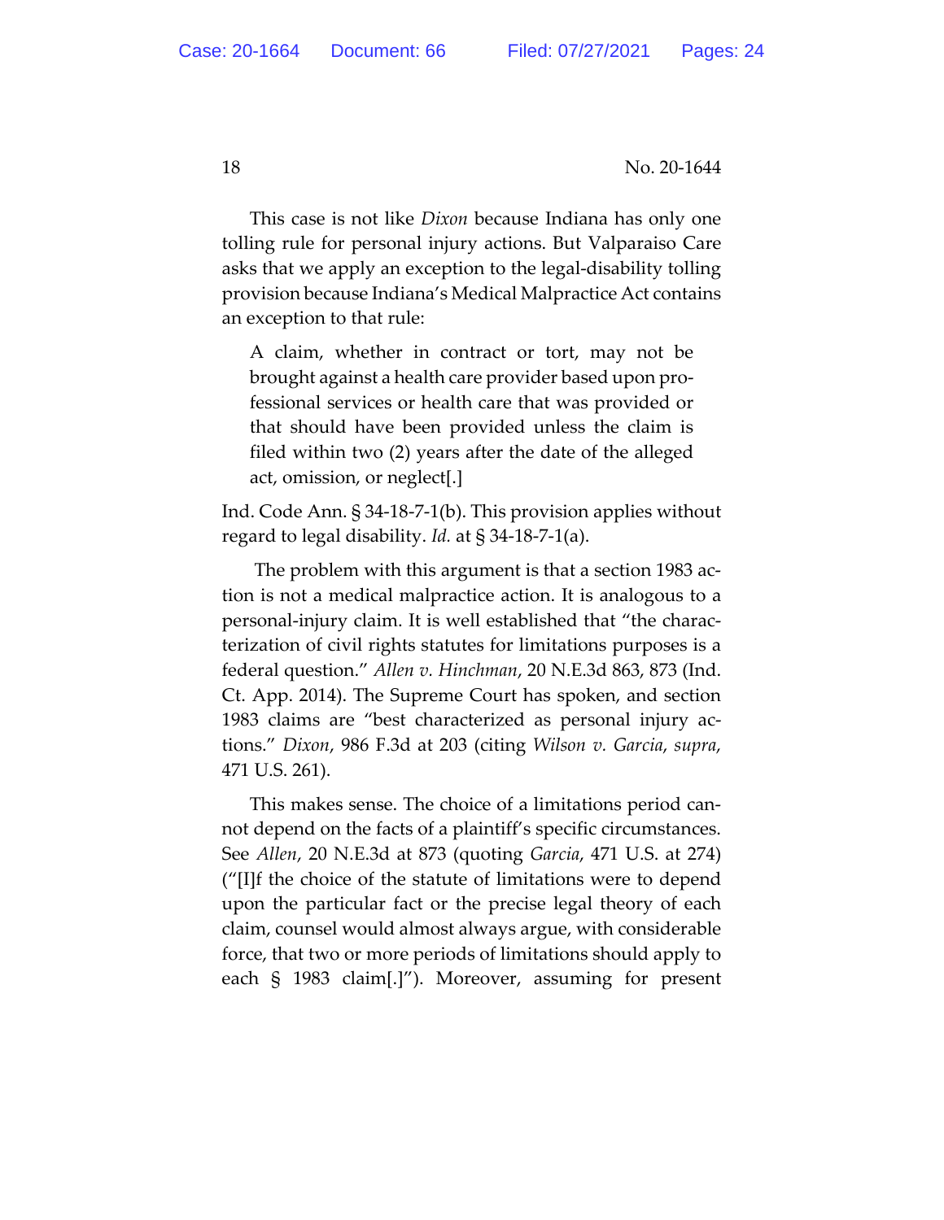This case is not like *Dixon* because Indiana has only one tolling rule for personal injury actions. But Valparaiso Care asks that we apply an exception to the legal-disability tolling provision because Indiana's Medical Malpractice Act contains an exception to that rule:

> A claim, whether in contract or tort, may not be brought against a health care provider based upon professional services or health care that was provided or that should have been provided unless the claim is filed within two (2) years after the date of the alleged act, omission, or neglect[.]

Ind. Code Ann. § 34-18-7-1(b). This provision applies without regard to legal disability. *Id.* at § 34-18-7-1(a).

The problem with this argument is that a section 1983 action is not a medical malpractice action. It is analogous to a personal-injury claim. It is well established that "the characterization of civil rights statutes for limitations purposes is a federal question." *Allen v. Hinchman*, 20 N.E.3d 863, 873 (Ind. Ct. App. 2014). The Supreme Court has spoken, and section 1983 claims are "best characterized as personal injury actions." *Dixon*, 986 F.3d at 203 (citing *Wilson v. Garcia*, *supra*, 471 U.S. 261).

This makes sense. The choice of a limitations period cannot depend on the facts of a plaintiff's specific circumstances. See *Allen*, 20 N.E.3d at 873 (quoting *Garcia*, 471 U.S. at 274) ("[I]f the choice of the statute of limitations were to depend upon the particular fact or the precise legal theory of each claim, counsel would almost always argue, with considerable force, that two or more periods of limitations should apply to each § 1983 claim[.]"). Moreover, assuming for present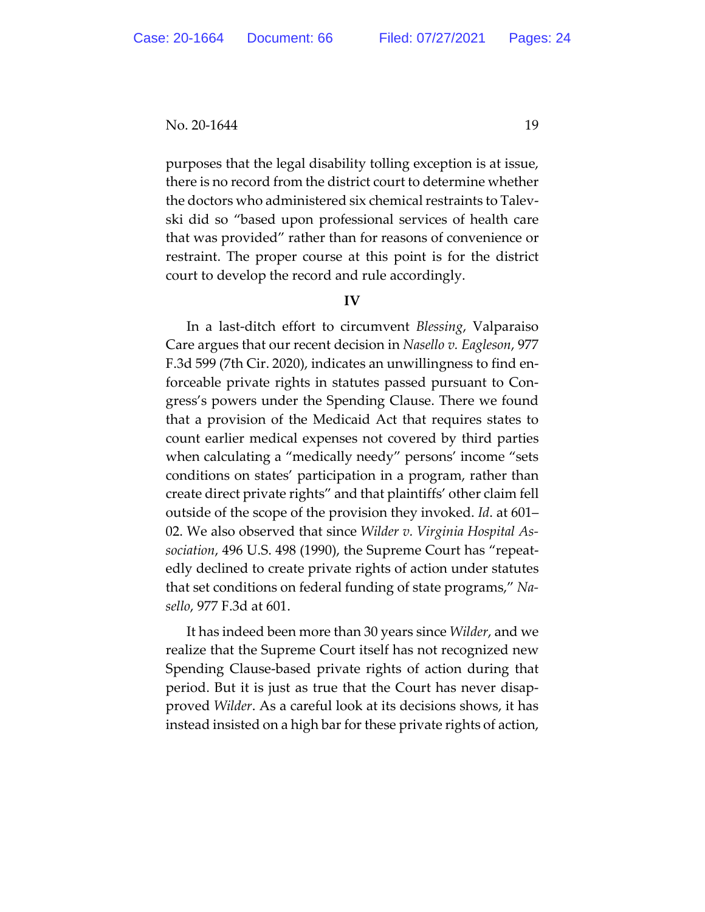purposes that the legal disability tolling exception is at issue, there is no record from the district court to determine whether the doctors who administered six chemical restraints to Talevski did so "based upon professional services of health care that was provided" rather than for reasons of convenience or restraint. The proper course at this point is for the district court to develop the record and rule accordingly.

## IV

In a last-ditch effort to circumvent *Blessing*, Valparaiso Care argues that our recent decision in *Nasello v. Eagleson*, 977 F.3d 599 (7th Cir. 2020), indicates an unwillingness to find enforceable private rights in statutes passed pursuant to Congress's powers under the Spending Clause. There we found that a provision of the Medicaid Act that requires states to count earlier medical expenses not covered by third parties when calculating a "medically needy" persons' income "sets conditions on states' participation in a program, rather than create direct private rights" and that plaintiffs' other claim fell outside of the scope of the provision they invoked. *Id*. at 601–02. We also observed that since *Wilder v. Virginia Hospital Association*, 496 U.S. 498 (1990), the Supreme Court has "repeatedly declined to create private rights of action under statutes that set conditions on federal funding of state programs," *Nasello*, 977 F.3d at 601.

It has indeed been more than 30 years since *Wilder*, and we realize that the Supreme Court itself has not recognized new Spending Clause-based private rights of action during that period. But it is just as true that the Court has never disapproved *Wilder*. As a careful look at its decisions shows, it has instead insisted on a high bar for these private rights of action,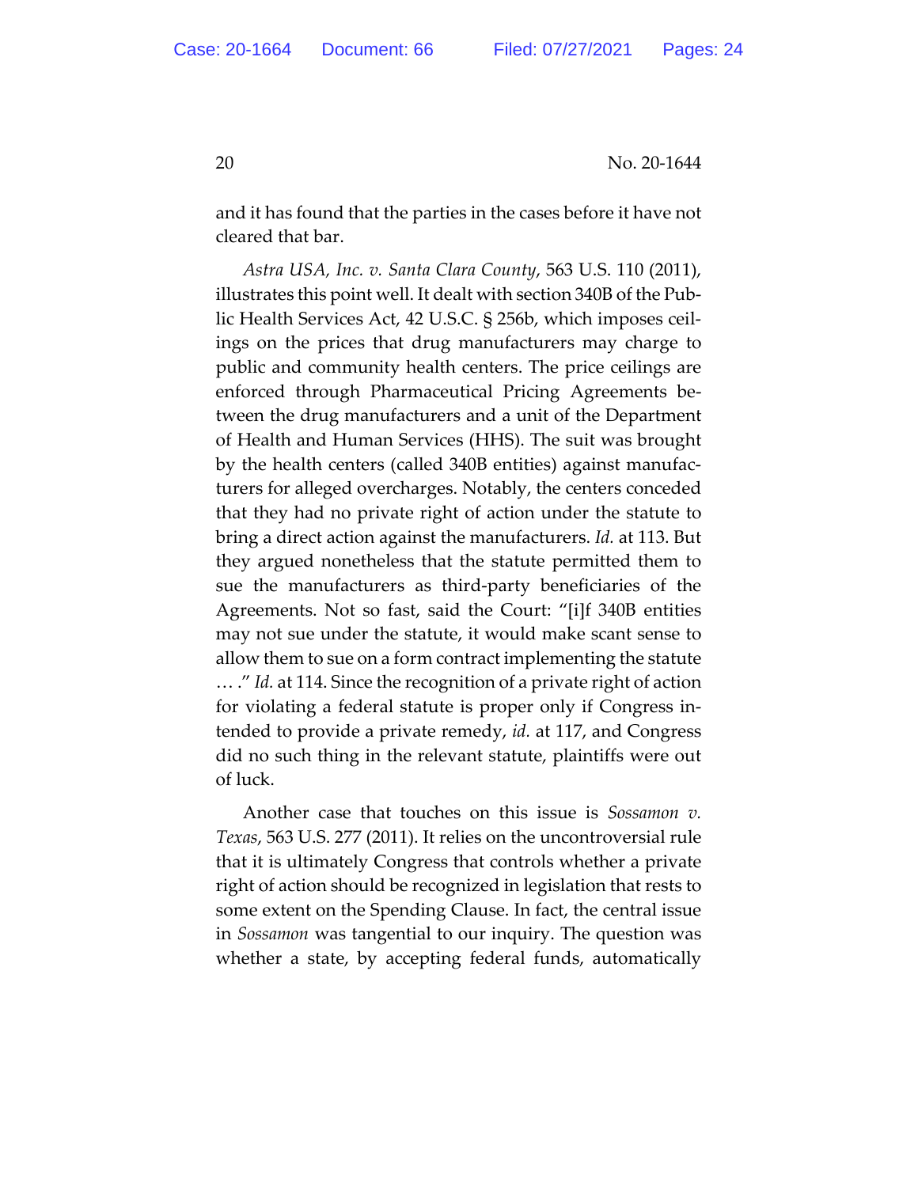and it has found that the parties in the cases before it have not cleared that bar.

*Astra USA, Inc. v. Santa Clara County*, 563 U.S. 110 (2011), illustrates this point well. It dealt with section 340B of the Public Health Services Act, 42 U.S.C. § 256b, which imposes ceilings on the prices that drug manufacturers may charge to public and community health centers. The price ceilings are enforced through Pharmaceutical Pricing Agreements between the drug manufacturers and a unit of the Department of Health and Human Services (HHS). The suit was brought by the health centers (called 340B entities) against manufacturers for alleged overcharges. Notably, the centers conceded that they had no private right of action under the statute to bring a direct action against the manufacturers. *Id.* at 113. But they argued nonetheless that the statute permitted them to sue the manufacturers as third-party beneficiaries of the Agreements. Not so fast, said the Court: "[i]f 340B entities may not sue under the statute, it would make scant sense to allow them to sue on a form contract implementing the statute … ." *Id.* at 114. Since the recognition of a private right of action for violating a federal statute is proper only if Congress intended to provide a private remedy, *id.* at 117, and Congress did no such thing in the relevant statute, plaintiffs were out of luck.

Another case that touches on this issue is *Sossamon v. Texas*, 563 U.S. 277 (2011). It relies on the uncontroversial rule that it is ultimately Congress that controls whether a private right of action should be recognized in legislation that rests to some extent on the Spending Clause. In fact, the central issue in *Sossamon* was tangential to our inquiry. The question was whether a state, by accepting federal funds, automatically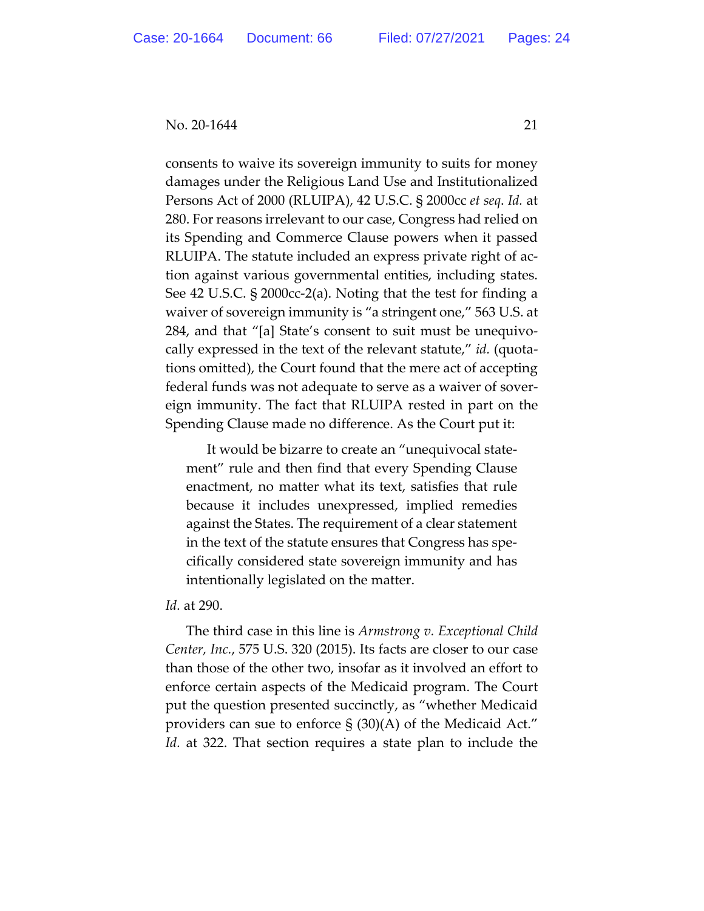consents to waive its sovereign immunity to suits for money damages under the Religious Land Use and Institutionalized Persons Act of 2000 (RLUIPA), 42 U.S.C. § 2000cc *et seq*. *Id.* at 280. For reasons irrelevant to our case, Congress had relied on its Spending and Commerce Clause powers when it passed RLUIPA. The statute included an express private right of action against various governmental entities, including states. See 42 U.S.C. § 2000cc-2(a). Noting that the test for finding a waiver of sovereign immunity is "a stringent one," 563 U.S. at 284, and that "[a] State's consent to suit must be unequivocally expressed in the text of the relevant statute," *id.* (quotations omitted), the Court found that the mere act of accepting federal funds was not adequate to serve as a waiver of sovereign immunity. The fact that RLUIPA rested in part on the Spending Clause made no difference. As the Court put it:

> It would be bizarre to create an "unequivocal statement" rule and then find that every Spending Clause enactment, no matter what its text, satisfies that rule because it includes unexpressed, implied remedies against the States. The requirement of a clear statement in the text of the statute ensures that Congress has specifically considered state sovereign immunity and has intentionally legislated on the matter.

*Id.* at 290.

The third case in this line is *Armstrong v. Exceptional Child Center, Inc.*, 575 U.S. 320 (2015). Its facts are closer to our case than those of the other two, insofar as it involved an effort to enforce certain aspects of the Medicaid program. The Court put the question presented succinctly, as "whether Medicaid providers can sue to enforce § (30)(A) of the Medicaid Act." *Id.* at 322. That section requires a state plan to include the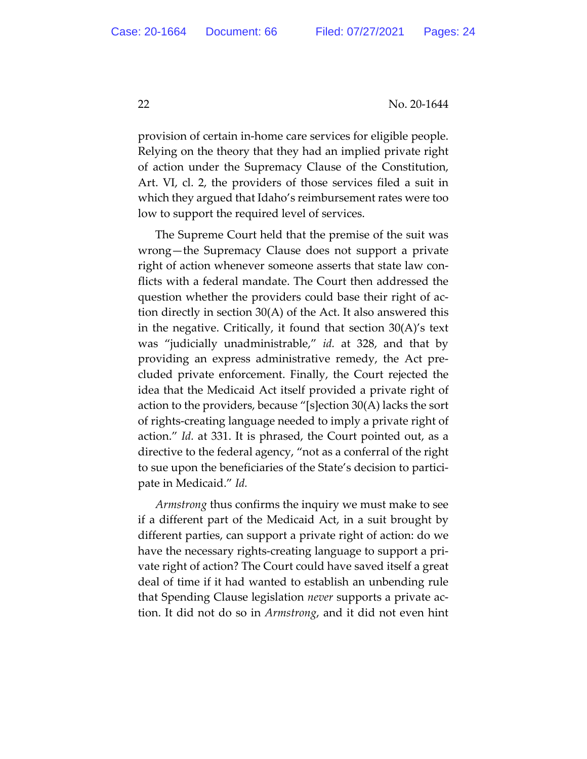provision of certain in-home care services for eligible people. Relying on the theory that they had an implied private right of action under the Supremacy Clause of the Constitution, Art. VI, cl. 2, the providers of those services filed a suit in which they argued that Idaho's reimbursement rates were too low to support the required level of services.

The Supreme Court held that the premise of the suit was wrong—the Supremacy Clause does not support a private right of action whenever someone asserts that state law conflicts with a federal mandate. The Court then addressed the question whether the providers could base their right of action directly in section 30(A) of the Act. It also answered this in the negative. Critically, it found that section 30(A)'s text was "judicially unadministrable," *id.* at 328, and that by providing an express administrative remedy, the Act precluded private enforcement. Finally, the Court rejected the idea that the Medicaid Act itself provided a private right of action to the providers, because "[s]ection 30(A) lacks the sort of rights-creating language needed to imply a private right of action." *Id.* at 331. It is phrased, the Court pointed out, as a directive to the federal agency, "not as a conferral of the right to sue upon the beneficiaries of the State's decision to participate in Medicaid." *Id.*

*Armstrong* thus confirms the inquiry we must make to see if a different part of the Medicaid Act, in a suit brought by different parties, can support a private right of action: do we have the necessary rights-creating language to support a private right of action? The Court could have saved itself a great deal of time if it had wanted to establish an unbending rule that Spending Clause legislation *never* supports a private action. It did not do so in *Armstrong*, and it did not even hint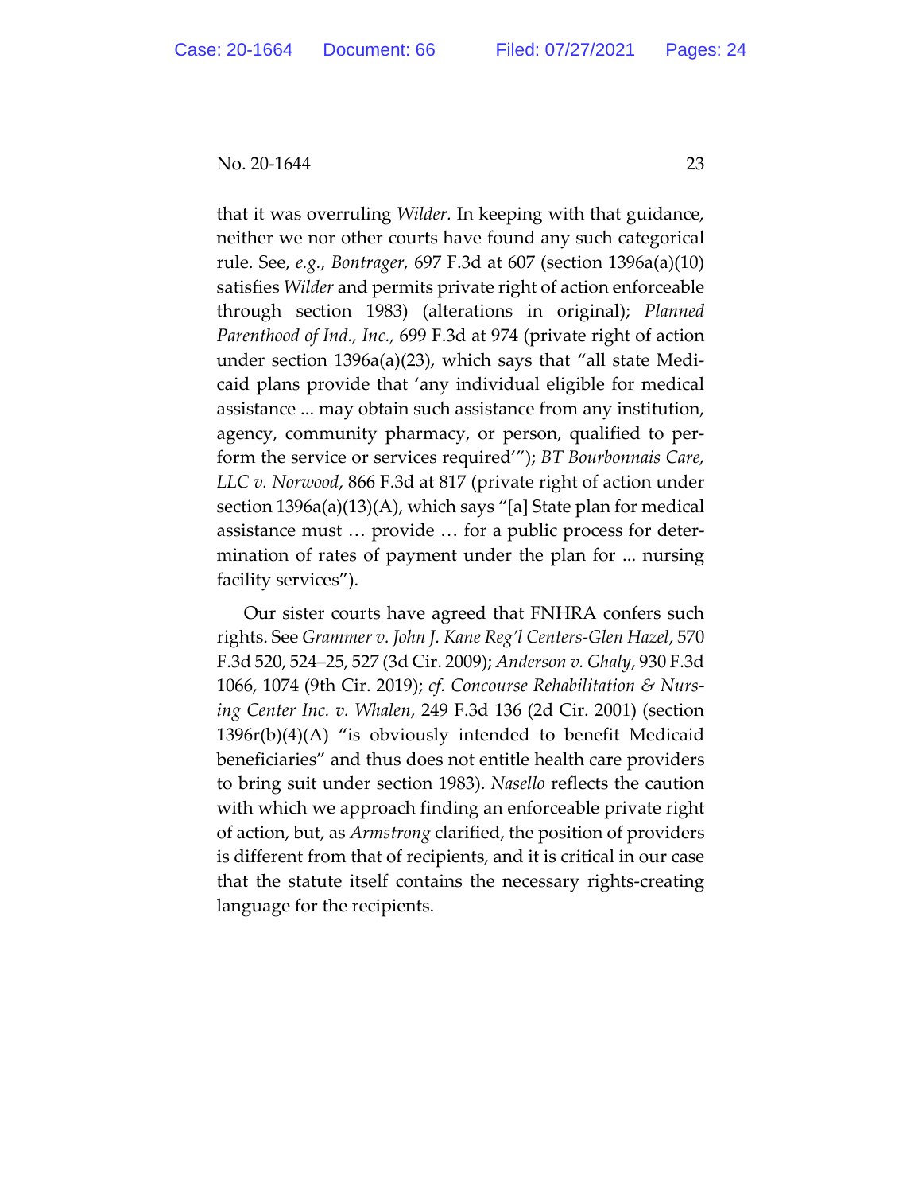that it was overruling *Wilder.* In keeping with that guidance, neither we nor other courts have found any such categorical rule. See, *e.g.*, *Bontrager,* 697 F.3d at 607 (section 1396a(a)(10) satisfies *Wilder* and permits private right of action enforceable through section 1983) (alterations in original); *Planned Parenthood of Ind., Inc.,* 699 F.3d at 974 (private right of action under section 1396a(a)(23), which says that "all state Medicaid plans provide that 'any individual eligible for medical assistance ... may obtain such assistance from any institution, agency, community pharmacy, or person, qualified to perform the service or services required'"); *BT Bourbonnais Care, LLC v. Norwood*, 866 F.3d at 817 (private right of action under section 1396a(a)(13)(A), which says "[a] State plan for medical assistance must … provide … for a public process for determination of rates of payment under the plan for ... nursing facility services").

Our sister courts have agreed that FNHRA confers such rights. See *Grammer v. John J. Kane Reg'l Centers-Glen Hazel*, 570 F.3d 520, 524–25, 527 (3d Cir. 2009); *Anderson v. Ghaly*, 930 F.3d 1066, 1074 (9th Cir. 2019); *cf. Concourse Rehabilitation & Nursing Center Inc. v. Whalen*, 249 F.3d 136 (2d Cir. 2001) (section 1396r(b)(4)(A) "is obviously intended to benefit Medicaid beneficiaries" and thus does not entitle health care providers to bring suit under section 1983). *Nasello* reflects the caution with which we approach finding an enforceable private right of action, but, as *Armstrong* clarified, the position of providers is different from that of recipients, and it is critical in our case that the statute itself contains the necessary rights-creating language for the recipients.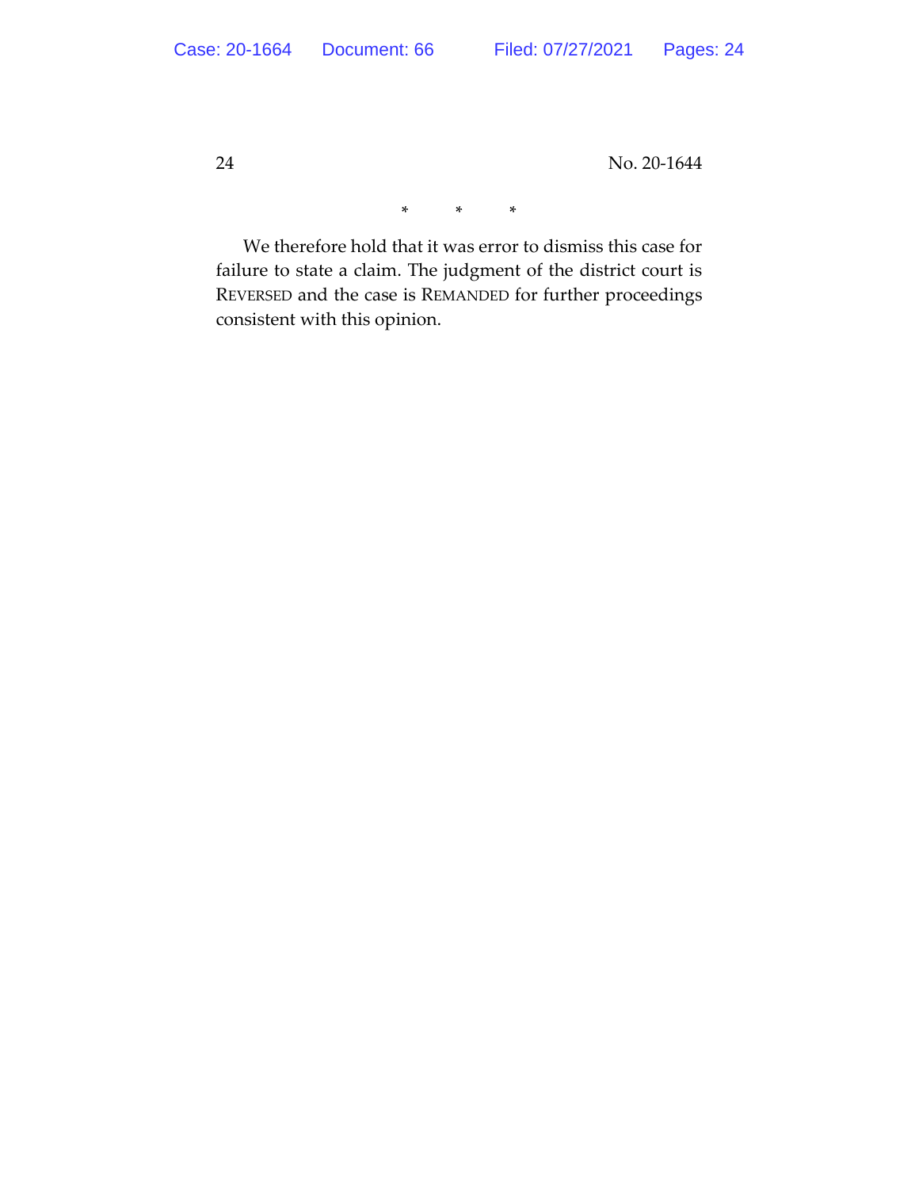\*        \*        \*

We therefore hold that it was error to dismiss this case for failure to state a claim. The judgment of the district court is REVERSED and the case is REMANDED for further proceedings consistent with this opinion.